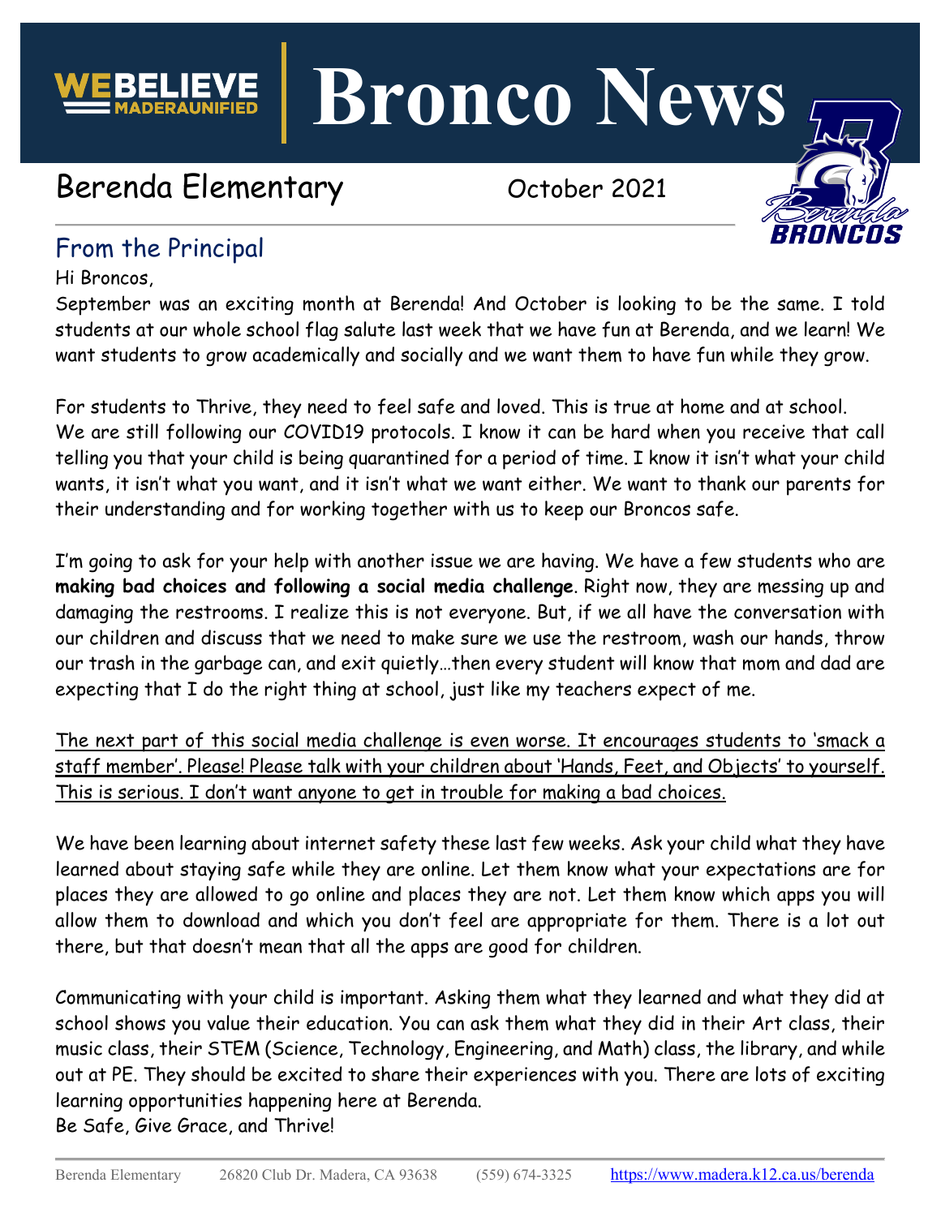WEBELIEVE MADERAUNIFIED

# Bronco News

Berenda Elementary    October 2021

## From the Principal

Hi Broncos,

September was an exciting month at Berenda! And October is looking to be the same. I told students at our whole school flag salute last week that we have fun at Berenda, and we learn! We want students to grow academically and socially and we want them to have fun while they grow.

For students to Thrive, they need to feel safe and loved. This is true at home and at school. We are still following our COVID19 protocols. I know it can be hard when you receive that call telling you that your child is being quarantined for a period of time. I know it isn't what your child wants, it isn't what you want, and it isn't what we want either. We want to thank our parents for their understanding and for working together with us to keep our Broncos safe.

I'm going to ask for your help with another issue we are having. We have a few students who are **making bad choices and following a social media challenge**. Right now, they are messing up and damaging the restrooms. I realize this is not everyone. But, if we all have the conversation with our children and discuss that we need to make sure we use the restroom, wash our hands, throw our trash in the garbage can, and exit quietly…then every student will know that mom and dad are expecting that I do the right thing at school, just like my teachers expect of me.

<u>The next part of this social media challenge is even worse. It encourages students to 'smack a staff member'. Please! Please talk with your children about 'Hands, Feet, and Objects' to yourself. This is serious. I don't want anyone to get in trouble for making a bad choices.</u>

We have been learning about internet safety these last few weeks. Ask your child what they have learned about staying safe while they are online. Let them know what your expectations are for places they are allowed to go online and places they are not. Let them know which apps you will allow them to download and which you don't feel are appropriate for them. There is a lot out there, but that doesn't mean that all the apps are good for children.

Communicating with your child is important. Asking them what they learned and what they did at school shows you value their education. You can ask them what they did in their Art class, their music class, their STEM (Science, Technology, Engineering, and Math) class, the library, and while out at PE. They should be excited to share their experiences with you. There are lots of exciting learning opportunities happening here at Berenda.

Be Safe, Give Grace, and Thrive!

Berenda Elementary 26820 Club Dr. Madera, CA 93638 (559) 674-3325 https://www.madera.k12.ca.us/berenda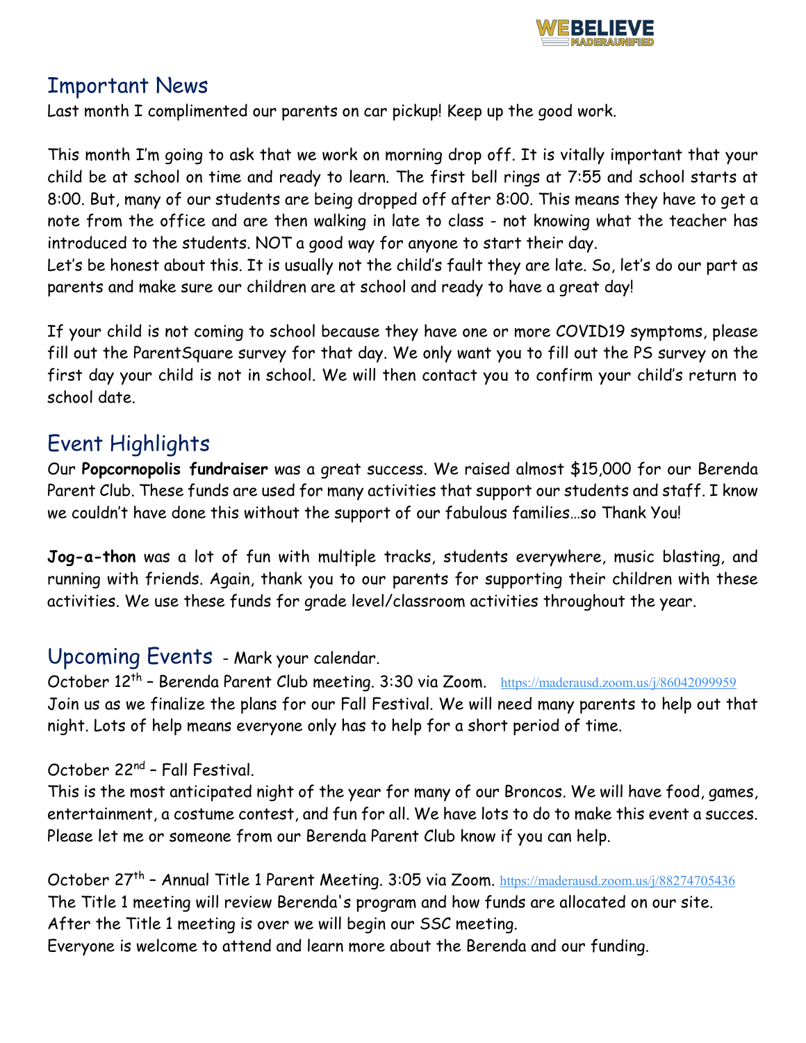## Important News

Last month I complimented our parents on car pickup! Keep up the good work.

This month I'm going to ask that we work on morning drop off. It is vitally important that your child be at school on time and ready to learn. The first bell rings at 7:55 and school starts at 8:00. But, many of our students are being dropped off after 8:00. This means they have to get a note from the office and are then walking in late to class - not knowing what the teacher has introduced to the students. NOT a good way for anyone to start their day.

Let's be honest about this. It is usually not the child's fault they are late. So, let's do our part as parents and make sure our children are at school and ready to have a great day!

If your child is not coming to school because they have one or more COVID19 symptoms, please fill out the ParentSquare survey for that day. We only want you to fill out the PS survey on the first day your child is not in school. We will then contact you to confirm your child's return to school date.

## Event Highlights

Our **Popcornopolis fundraiser** was a great success. We raised almost $15,000 for our Berenda Parent Club. These funds are used for many activities that support our students and staff. I know we couldn't have done this without the support of our fabulous families…so Thank You!

**Jog-a-thon** was a lot of fun with multiple tracks, students everywhere, music blasting, and running with friends. Again, thank you to our parents for supporting their children with these activities. We use these funds for grade level/classroom activities throughout the year.

## Upcoming Events - Mark your calendar.

October 12th – Berenda Parent Club meeting. 3:30 via Zoom. https://maderausd.zoom.us/j/86042099959
Join us as we finalize the plans for our Fall Festival. We will need many parents to help out that night. Lots of help means everyone only has to help for a short period of time.

October 22nd – Fall Festival.
This is the most anticipated night of the year for many of our Broncos. We will have food, games, entertainment, a costume contest, and fun for all. We have lots to do to make this event a succes. Please let me or someone from our Berenda Parent Club know if you can help.

October 27th – Annual Title 1 Parent Meeting. 3:05 via Zoom. https://maderausd.zoom.us/j/88274705436
The Title 1 meeting will review Berenda's program and how funds are allocated on our site.
After the Title 1 meeting is over we will begin our SSC meeting.
Everyone is welcome to attend and learn more about the Berenda and our funding.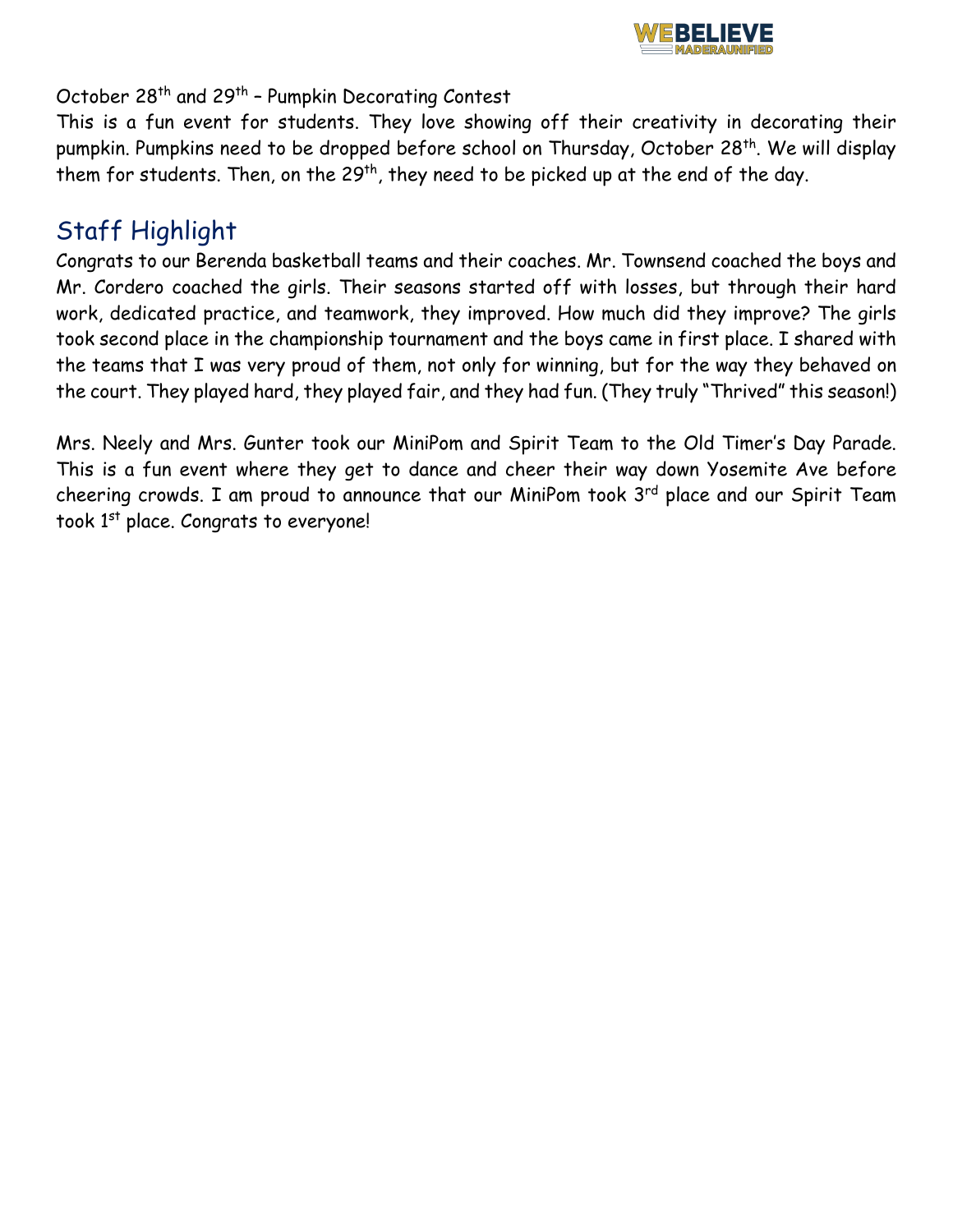October 28th and 29th – Pumpkin Decorating Contest

This is a fun event for students. They love showing off their creativity in decorating their pumpkin. Pumpkins need to be dropped before school on Thursday, October 28th. We will display them for students. Then, on the 29th, they need to be picked up at the end of the day.

## Staff Highlight

Congrats to our Berenda basketball teams and their coaches. Mr. Townsend coached the boys and Mr. Cordero coached the girls. Their seasons started off with losses, but through their hard work, dedicated practice, and teamwork, they improved. How much did they improve? The girls took second place in the championship tournament and the boys came in first place. I shared with the teams that I was very proud of them, not only for winning, but for the way they behaved on the court. They played hard, they played fair, and they had fun. (They truly "Thrived" this season!)

Mrs. Neely and Mrs. Gunter took our MiniPom and Spirit Team to the Old Timer's Day Parade. This is a fun event where they get to dance and cheer their way down Yosemite Ave before cheering crowds. I am proud to announce that our MiniPom took 3rd place and our Spirit Team took 1st place. Congrats to everyone!